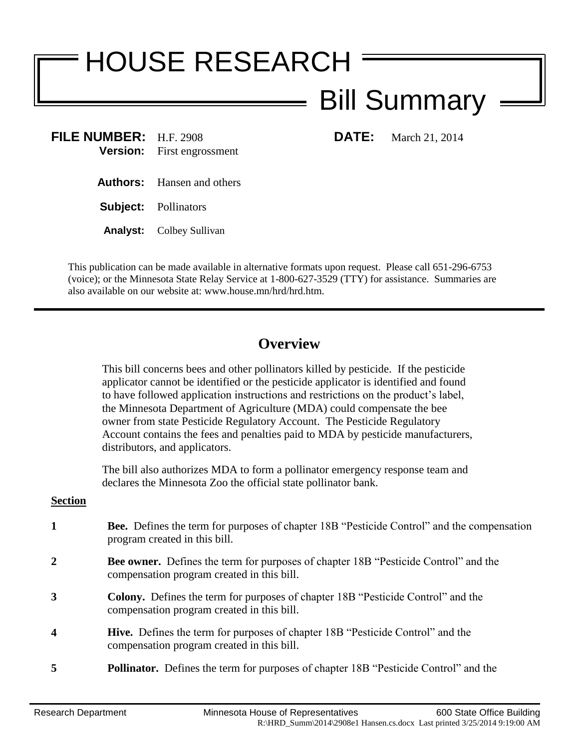# HOUSE RESEARCH

## Bill Summary

**FILE NUMBER:** H.F. 2908
**Version:** First engrossment

**DATE:** March 21, 2014

**Authors:** Hansen and others

**Subject:** Pollinators

**Analyst:** Colbey Sullivan

This publication can be made available in alternative formats upon request. Please call 651-296-6753 (voice); or the Minnesota State Relay Service at 1-800-627-3529 (TTY) for assistance. Summaries are also available on our website at: www.house.mn/hrd/hrd.htm.

---

## Overview

This bill concerns bees and other pollinators killed by pesticide. If the pesticide applicator cannot be identified or the pesticide applicator is identified and found to have followed application instructions and restrictions on the product's label, the Minnesota Department of Agriculture (MDA) could compensate the bee owner from state Pesticide Regulatory Account. The Pesticide Regulatory Account contains the fees and penalties paid to MDA by pesticide manufacturers, distributors, and applicators.

The bill also authorizes MDA to form a pollinator emergency response team and declares the Minnesota Zoo the official state pollinator bank.

**Section**

**1** **Bee.** Defines the term for purposes of chapter 18B "Pesticide Control" and the compensation program created in this bill.

**2** **Bee owner.** Defines the term for purposes of chapter 18B "Pesticide Control" and the compensation program created in this bill.

**3** **Colony.** Defines the term for purposes of chapter 18B "Pesticide Control" and the compensation program created in this bill.

**4** **Hive.** Defines the term for purposes of chapter 18B "Pesticide Control" and the compensation program created in this bill.

**5** **Pollinator.** Defines the term for purposes of chapter 18B "Pesticide Control" and the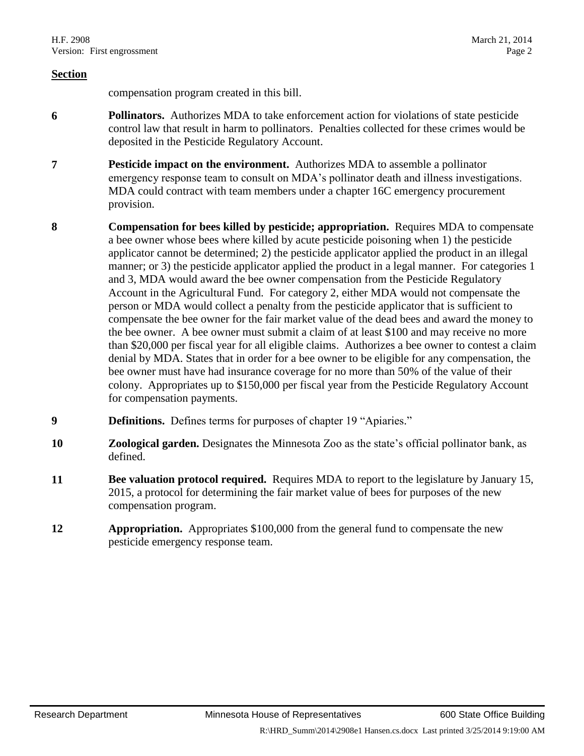**Section**

compensation program created in this bill.

**6** **Pollinators.** Authorizes MDA to take enforcement action for violations of state pesticide control law that result in harm to pollinators. Penalties collected for these crimes would be deposited in the Pesticide Regulatory Account.

**7** **Pesticide impact on the environment.** Authorizes MDA to assemble a pollinator emergency response team to consult on MDA's pollinator death and illness investigations. MDA could contract with team members under a chapter 16C emergency procurement provision.

**8** **Compensation for bees killed by pesticide; appropriation.** Requires MDA to compensate a bee owner whose bees where killed by acute pesticide poisoning when 1) the pesticide applicator cannot be determined; 2) the pesticide applicator applied the product in an illegal manner; or 3) the pesticide applicator applied the product in a legal manner. For categories 1 and 3, MDA would award the bee owner compensation from the Pesticide Regulatory Account in the Agricultural Fund. For category 2, either MDA would not compensate the person or MDA would collect a penalty from the pesticide applicator that is sufficient to compensate the bee owner for the fair market value of the dead bees and award the money to the bee owner. A bee owner must submit a claim of at least $100 and may receive no more than $20,000 per fiscal year for all eligible claims. Authorizes a bee owner to contest a claim denial by MDA. States that in order for a bee owner to be eligible for any compensation, the bee owner must have had insurance coverage for no more than 50% of the value of their colony. Appropriates up to $150,000 per fiscal year from the Pesticide Regulatory Account for compensation payments.

**9** **Definitions.** Defines terms for purposes of chapter 19 "Apiaries."

**10** **Zoological garden.** Designates the Minnesota Zoo as the state's official pollinator bank, as defined.

**11** **Bee valuation protocol required.** Requires MDA to report to the legislature by January 15, 2015, a protocol for determining the fair market value of bees for purposes of the new compensation program.

**12** **Appropriation.** Appropriates $100,000 from the general fund to compensate the new pesticide emergency response team.